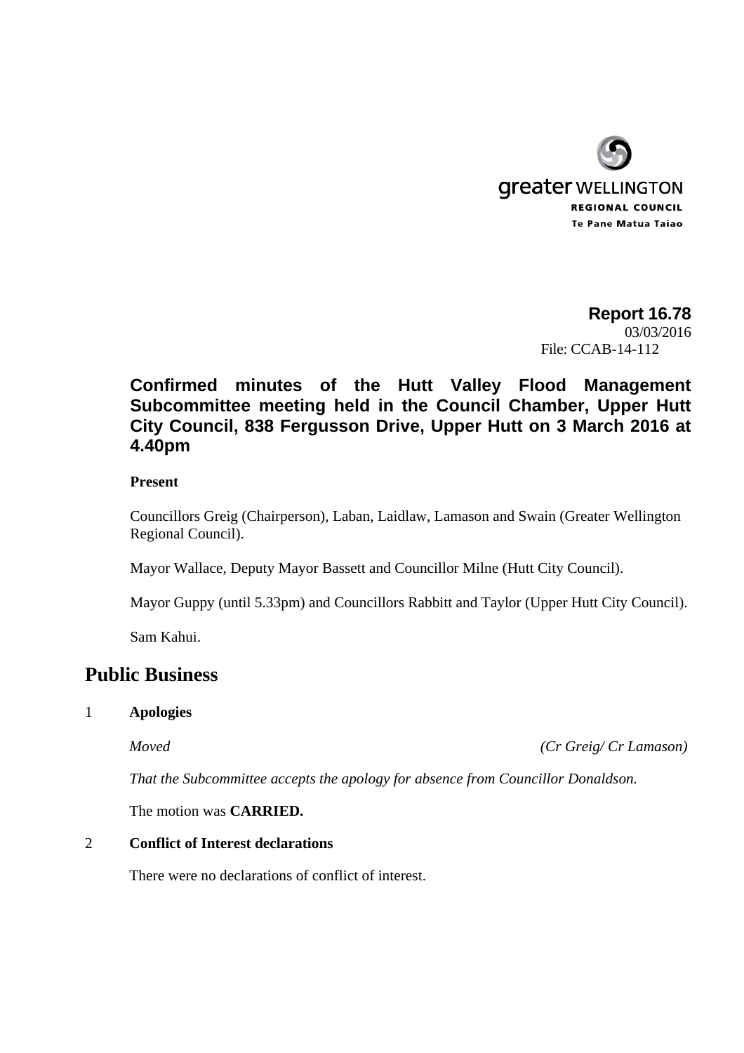greater WELLINGTON
REGIONAL COUNCIL
Te Pane Matua Taiao

**Report 16.78**
03/03/2016
File: CCAB-14-112

## Confirmed minutes of the Hutt Valley Flood Management Subcommittee meeting held in the Council Chamber, Upper Hutt City Council, 838 Fergusson Drive, Upper Hutt on 3 March 2016 at 4.40pm

**Present**

Councillors Greig (Chairperson), Laban, Laidlaw, Lamason and Swain (Greater Wellington Regional Council).

Mayor Wallace, Deputy Mayor Bassett and Councillor Milne (Hutt City Council).

Mayor Guppy (until 5.33pm) and Councillors Rabbitt and Taylor (Upper Hutt City Council).

Sam Kahui.

# Public Business

1 **Apologies**

*Moved* *(Cr Greig/ Cr Lamason)*

*That the Subcommittee accepts the apology for absence from Councillor Donaldson.*

The motion was **CARRIED.**

2 **Conflict of Interest declarations**

There were no declarations of conflict of interest.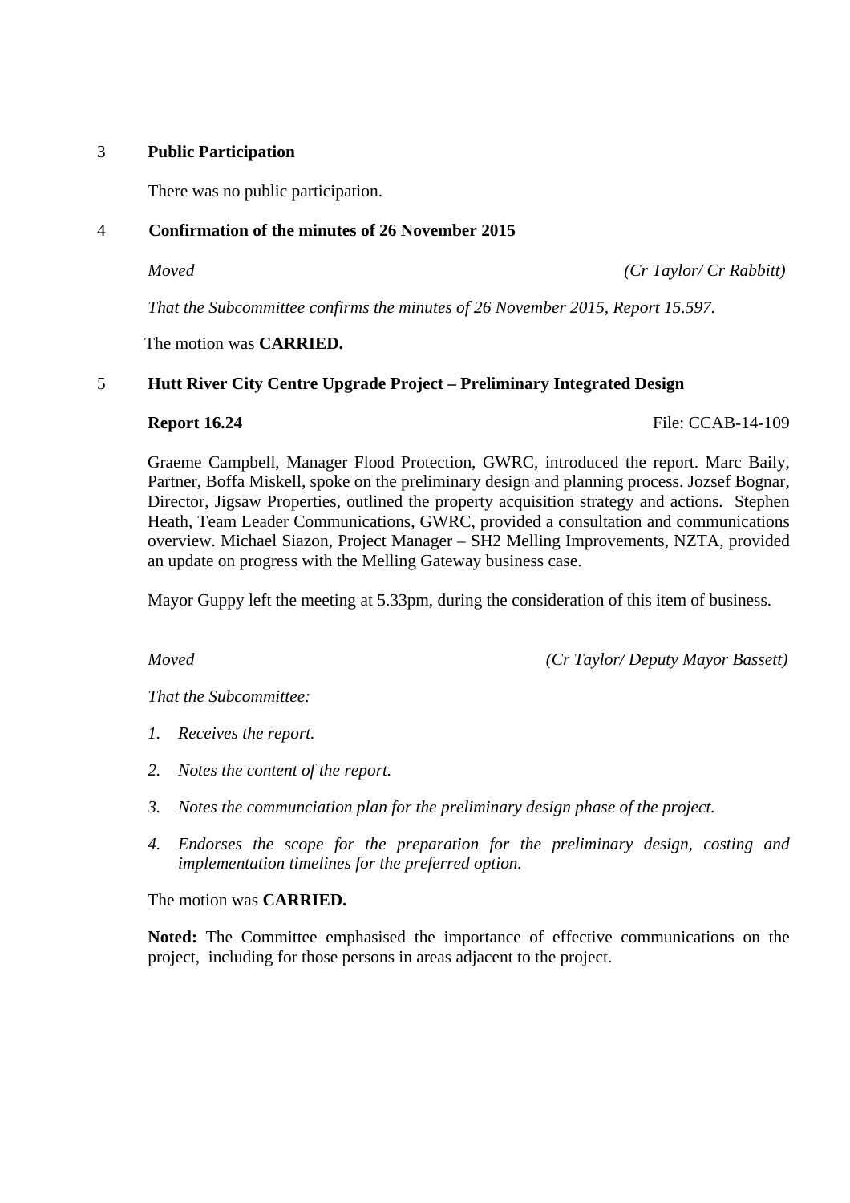## 3 Public Participation

There was no public participation.

## 4 Confirmation of the minutes of 26 November 2015

*Moved* *(Cr Taylor/ Cr Rabbitt)*

*That the Subcommittee confirms the minutes of 26 November 2015, Report 15.597.*

The motion was **CARRIED.**

## 5 Hutt River City Centre Upgrade Project – Preliminary Integrated Design

**Report 16.24** File: CCAB-14-109

Graeme Campbell, Manager Flood Protection, GWRC, introduced the report. Marc Baily, Partner, Boffa Miskell, spoke on the preliminary design and planning process. Jozsef Bognar, Director, Jigsaw Properties, outlined the property acquisition strategy and actions. Stephen Heath, Team Leader Communications, GWRC, provided a consultation and communications overview. Michael Siazon, Project Manager – SH2 Melling Improvements, NZTA, provided an update on progress with the Melling Gateway business case.

Mayor Guppy left the meeting at 5.33pm, during the consideration of this item of business.

*Moved* *(Cr Taylor/ Deputy Mayor Bassett)*

*That the Subcommittee:*

1. *Receives the report.*
2. *Notes the content of the report.*
3. *Notes the communciation plan for the preliminary design phase of the project.*
4. *Endorses the scope for the preparation for the preliminary design, costing and implementation timelines for the preferred option.*

The motion was **CARRIED.**

**Noted:** The Committee emphasised the importance of effective communications on the project, including for those persons in areas adjacent to the project.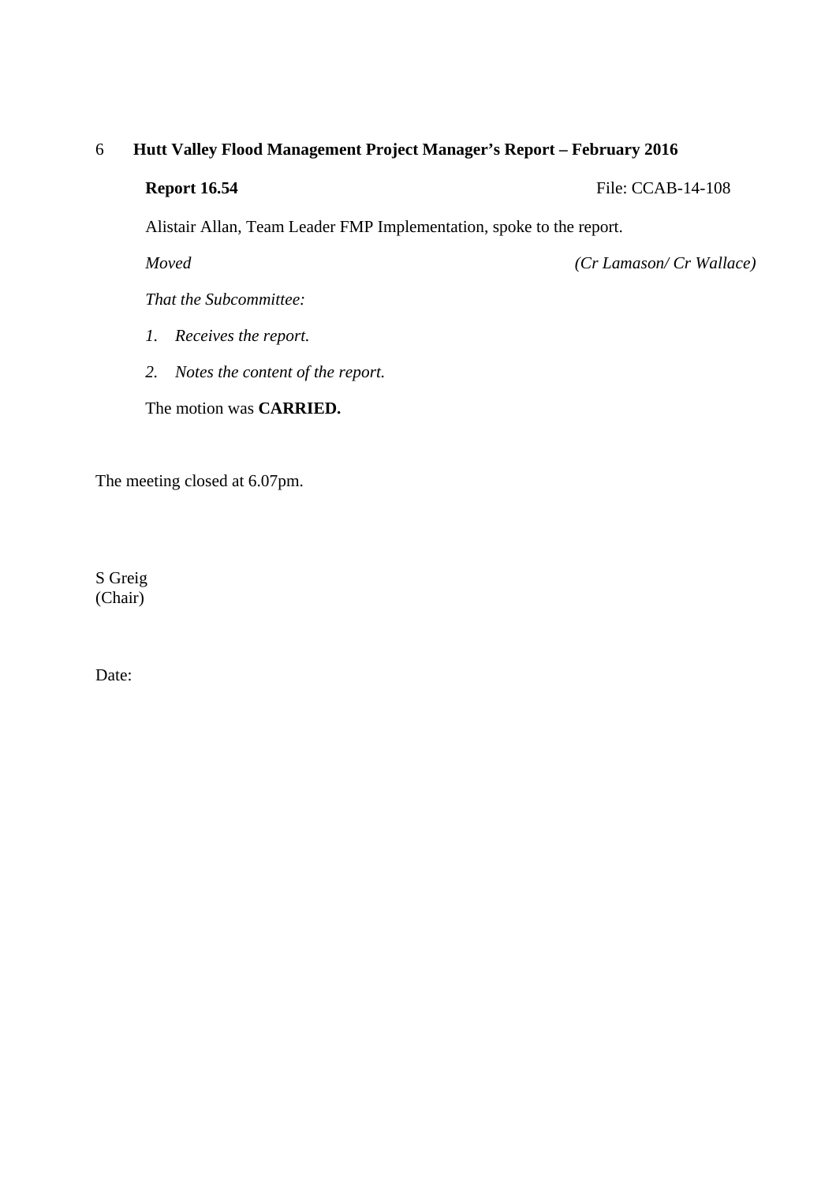## 6 Hutt Valley Flood Management Project Manager's Report – February 2016

**Report 16.54** File: CCAB-14-108

Alistair Allan, Team Leader FMP Implementation, spoke to the report.

*Moved* *(Cr Lamason/ Cr Wallace)*

*That the Subcommittee:*

1. *Receives the report.*
2. *Notes the content of the report.*

The motion was **CARRIED.**

The meeting closed at 6.07pm.

S Greig
(Chair)

Date: